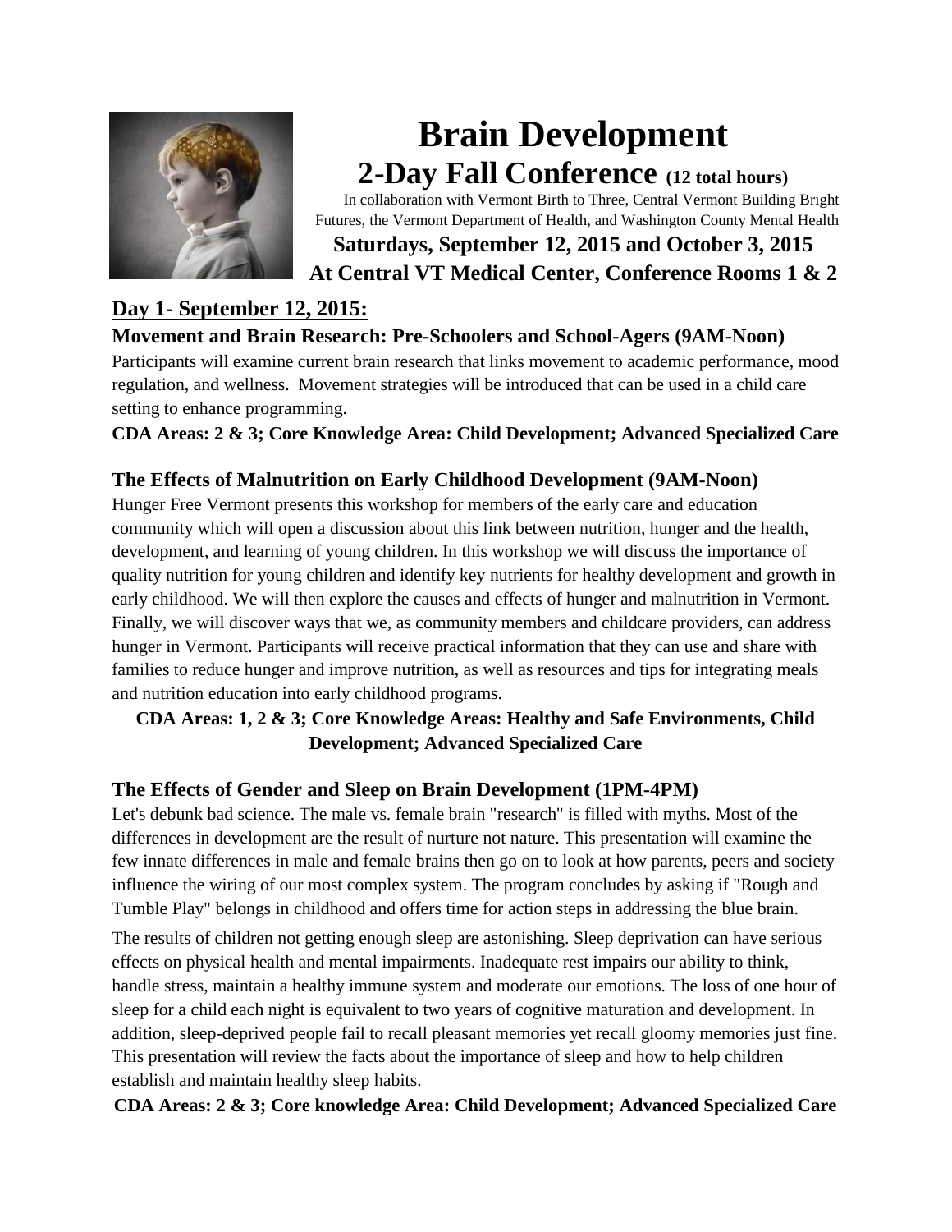# Brain Development

## 2-Day Fall Conference (12 total hours)

In collaboration with Vermont Birth to Three, Central Vermont Building Bright Futures, the Vermont Department of Health, and Washington County Mental Health

**Saturdays, September 12, 2015 and October 3, 2015**

**At Central VT Medical Center, Conference Rooms 1 & 2**

## Day 1- September 12, 2015:

### Movement and Brain Research: Pre-Schoolers and School-Agers (9AM-Noon)

Participants will examine current brain research that links movement to academic performance, mood regulation, and wellness. Movement strategies will be introduced that can be used in a child care setting to enhance programming.

**CDA Areas: 2 & 3; Core Knowledge Area: Child Development; Advanced Specialized Care**

### The Effects of Malnutrition on Early Childhood Development (9AM-Noon)

Hunger Free Vermont presents this workshop for members of the early care and education community which will open a discussion about this link between nutrition, hunger and the health, development, and learning of young children. In this workshop we will discuss the importance of quality nutrition for young children and identify key nutrients for healthy development and growth in early childhood. We will then explore the causes and effects of hunger and malnutrition in Vermont. Finally, we will discover ways that we, as community members and childcare providers, can address hunger in Vermont. Participants will receive practical information that they can use and share with families to reduce hunger and improve nutrition, as well as resources and tips for integrating meals and nutrition education into early childhood programs.

**CDA Areas: 1, 2 & 3; Core Knowledge Areas: Healthy and Safe Environments, Child Development; Advanced Specialized Care**

### The Effects of Gender and Sleep on Brain Development (1PM-4PM)

Let's debunk bad science. The male vs. female brain "research" is filled with myths. Most of the differences in development are the result of nurture not nature. This presentation will examine the few innate differences in male and female brains then go on to look at how parents, peers and society influence the wiring of our most complex system. The program concludes by asking if "Rough and Tumble Play" belongs in childhood and offers time for action steps in addressing the blue brain.

The results of children not getting enough sleep are astonishing. Sleep deprivation can have serious effects on physical health and mental impairments. Inadequate rest impairs our ability to think, handle stress, maintain a healthy immune system and moderate our emotions. The loss of one hour of sleep for a child each night is equivalent to two years of cognitive maturation and development. In addition, sleep-deprived people fail to recall pleasant memories yet recall gloomy memories just fine. This presentation will review the facts about the importance of sleep and how to help children establish and maintain healthy sleep habits.

**CDA Areas: 2 & 3; Core knowledge Area: Child Development; Advanced Specialized Care**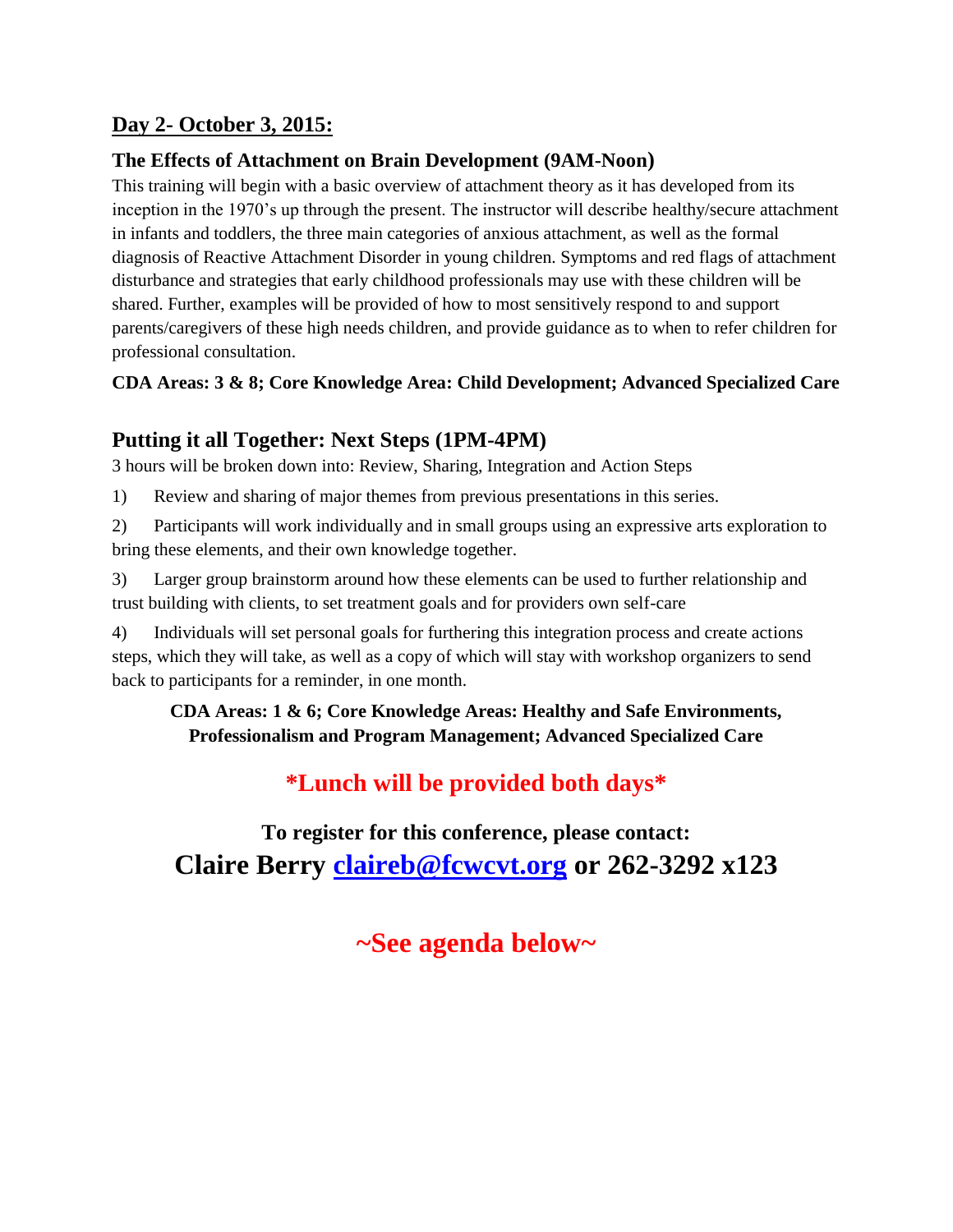## Day 2- October 3, 2015:

### The Effects of Attachment on Brain Development (9AM-Noon)

This training will begin with a basic overview of attachment theory as it has developed from its inception in the 1970's up through the present. The instructor will describe healthy/secure attachment in infants and toddlers, the three main categories of anxious attachment, as well as the formal diagnosis of Reactive Attachment Disorder in young children. Symptoms and red flags of attachment disturbance and strategies that early childhood professionals may use with these children will be shared. Further, examples will be provided of how to most sensitively respond to and support parents/caregivers of these high needs children, and provide guidance as to when to refer children for professional consultation.

**CDA Areas: 3 & 8; Core Knowledge Area: Child Development; Advanced Specialized Care**

### Putting it all Together: Next Steps (1PM-4PM)

3 hours will be broken down into: Review, Sharing, Integration and Action Steps

1) Review and sharing of major themes from previous presentations in this series.

2) Participants will work individually and in small groups using an expressive arts exploration to bring these elements, and their own knowledge together.

3) Larger group brainstorm around how these elements can be used to further relationship and trust building with clients, to set treatment goals and for providers own self-care

4) Individuals will set personal goals for furthering this integration process and create actions steps, which they will take, as well as a copy of which will stay with workshop organizers to send back to participants for a reminder, in one month.

**CDA Areas: 1 & 6; Core Knowledge Areas: Healthy and Safe Environments, Professionalism and Program Management; Advanced Specialized Care**

**\*Lunch will be provided both days\***

**To register for this conference, please contact:**
**Claire Berry claireb@fcwcvt.org or 262-3292 x123**

**~See agenda below~**